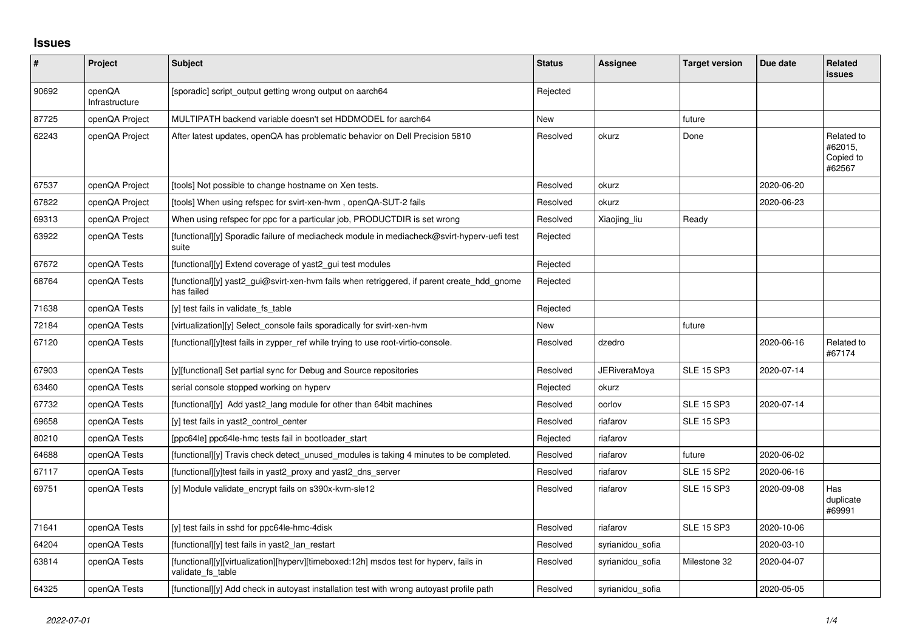# Issues

| # | Project | Subject | Status | Assignee | Target version | Due date | Related issues |
|---|---|---|---|---|---|---|---|
| 90692 | openQA Infrastructure | [sporadic] script_output getting wrong output on aarch64 | Rejected | | | | |
| 87725 | openQA Project | MULTIPATH backend variable doesn't set HDDMODEL for aarch64 | New | | future | | |
| 62243 | openQA Project | After latest updates, openQA has problematic behavior on Dell Precision 5810 | Resolved | okurz | Done | | Related to #62015, Copied to #62567 |
| 67537 | openQA Project | [tools] Not possible to change hostname on Xen tests. | Resolved | okurz | | 2020-06-20 | |
| 67822 | openQA Project | [tools] When using refspec for svirt-xen-hvm , openQA-SUT-2 fails | Resolved | okurz | | 2020-06-23 | |
| 69313 | openQA Project | When using refspec for ppc for a particular job, PRODUCTDIR is set wrong | Resolved | Xiaojing_liu | Ready | | |
| 63922 | openQA Tests | [functional][y] Sporadic failure of mediacheck module in mediacheck@svirt-hyperv-uefi test suite | Rejected | | | | |
| 67672 | openQA Tests | [functional][y] Extend coverage of yast2_gui test modules | Rejected | | | | |
| 68764 | openQA Tests | [functional][y] yast2_gui@svirt-xen-hvm fails when retriggered, if parent create_hdd_gnome has failed | Rejected | | | | |
| 71638 | openQA Tests | [y] test fails in validate_fs_table | Rejected | | | | |
| 72184 | openQA Tests | [virtualization][y] Select_console fails sporadically for svirt-xen-hvm | New | | future | | |
| 67120 | openQA Tests | [functional][y]test fails in zypper_ref while trying to use root-virtio-console. | Resolved | dzedro | | 2020-06-16 | Related to #67174 |
| 67903 | openQA Tests | [y][functional] Set partial sync for Debug and Source repositories | Resolved | JERiveraMoya | SLE 15 SP3 | 2020-07-14 | |
| 63460 | openQA Tests | serial console stopped working on hyperv | Rejected | okurz | | | |
| 67732 | openQA Tests | [functional][y] Add yast2_lang module for other than 64bit machines | Resolved | oorlov | SLE 15 SP3 | 2020-07-14 | |
| 69658 | openQA Tests | [y] test fails in yast2_control_center | Resolved | riafarov | SLE 15 SP3 | | |
| 80210 | openQA Tests | [ppc64le] ppc64le-hmc tests fail in bootloader_start | Rejected | riafarov | | | |
| 64688 | openQA Tests | [functional][y] Travis check detect_unused_modules is taking 4 minutes to be completed. | Resolved | riafarov | future | 2020-06-02 | |
| 67117 | openQA Tests | [functional][y]test fails in yast2_proxy and yast2_dns_server | Resolved | riafarov | SLE 15 SP2 | 2020-06-16 | |
| 69751 | openQA Tests | [y] Module validate_encrypt fails on s390x-kvm-sle12 | Resolved | riafarov | SLE 15 SP3 | 2020-09-08 | Has duplicate #69991 |
| 71641 | openQA Tests | [y] test fails in sshd for ppc64le-hmc-4disk | Resolved | riafarov | SLE 15 SP3 | 2020-10-06 | |
| 64204 | openQA Tests | [functional][y] test fails in yast2_lan_restart | Resolved | syrianidou_sofia | | 2020-03-10 | |
| 63814 | openQA Tests | [functional][y][virtualization][hyperv][timeboxed:12h] msdos test for hyperv, fails in validate_fs_table | Resolved | syrianidou_sofia | Milestone 32 | 2020-04-07 | |
| 64325 | openQA Tests | [functional][y] Add check in autoyast installation test with wrong autoyast profile path | Resolved | syrianidou_sofia | | 2020-05-05 | |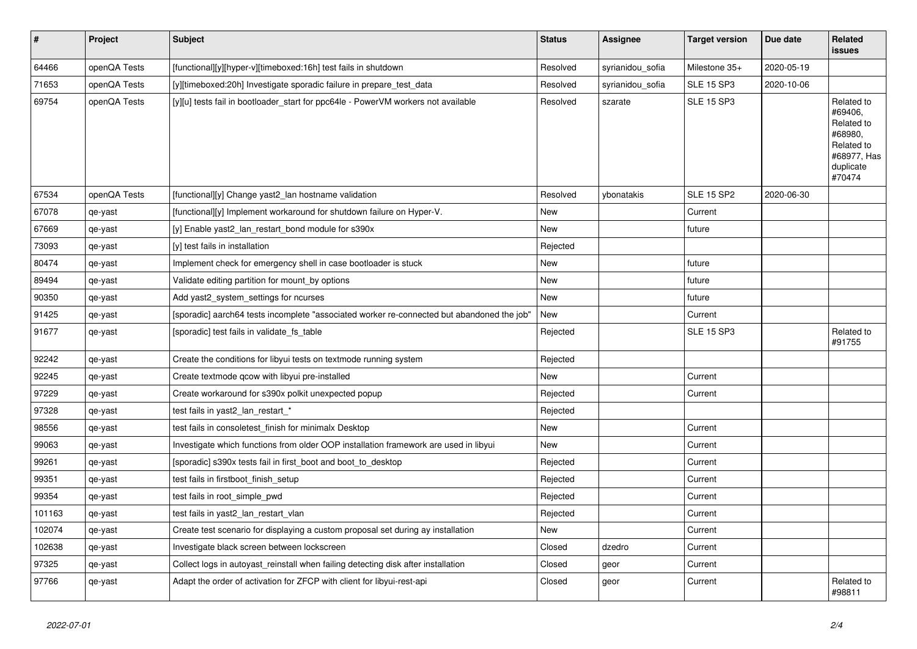| # | Project | Subject | Status | Assignee | Target version | Due date | Related issues |
|---|---|---|---|---|---|---|---|
| 64466 | openQA Tests | [functional][y][hyper-v][timeboxed:16h] test fails in shutdown | Resolved | syrianidou_sofia | Milestone 35+ | 2020-05-19 | |
| 71653 | openQA Tests | [y][timeboxed:20h] Investigate sporadic failure in prepare_test_data | Resolved | syrianidou_sofia | SLE 15 SP3 | 2020-10-06 | |
| 69754 | openQA Tests | [y][u] tests fail in bootloader_start for ppc64le - PowerVM workers not available | Resolved | szarate | SLE 15 SP3 | | Related to #69406, Related to #68980, Related to #68977, Has duplicate #70474 |
| 67534 | openQA Tests | [functional][y] Change yast2_lan hostname validation | Resolved | ybonatakis | SLE 15 SP2 | 2020-06-30 | |
| 67078 | qe-yast | [functional][y] Implement workaround for shutdown failure on Hyper-V. | New | | Current | | |
| 67669 | qe-yast | [y] Enable yast2_lan_restart_bond module for s390x | New | | future | | |
| 73093 | qe-yast | [y] test fails in installation | Rejected | | | | |
| 80474 | qe-yast | Implement check for emergency shell in case bootloader is stuck | New | | future | | |
| 89494 | qe-yast | Validate editing partition for mount_by options | New | | future | | |
| 90350 | qe-yast | Add yast2_system_settings for ncurses | New | | future | | |
| 91425 | qe-yast | [sporadic] aarch64 tests incomplete "associated worker re-connected but abandoned the job" | New | | Current | | |
| 91677 | qe-yast | [sporadic] test fails in validate_fs_table | Rejected | | SLE 15 SP3 | | Related to #91755 |
| 92242 | qe-yast | Create the conditions for libyui tests on textmode running system | Rejected | | | | |
| 92245 | qe-yast | Create textmode qcow with libyui pre-installed | New | | Current | | |
| 97229 | qe-yast | Create workaround for s390x polkit unexpected popup | Rejected | | Current | | |
| 97328 | qe-yast | test fails in yast2_lan_restart_* | Rejected | | | | |
| 98556 | qe-yast | test fails in consoletest_finish for minimalx Desktop | New | | Current | | |
| 99063 | qe-yast | Investigate which functions from older OOP installation framework are used in libyui | New | | Current | | |
| 99261 | qe-yast | [sporadic] s390x tests fail in first_boot and boot_to_desktop | Rejected | | Current | | |
| 99351 | qe-yast | test fails in firstboot_finish_setup | Rejected | | Current | | |
| 99354 | qe-yast | test fails in root_simple_pwd | Rejected | | Current | | |
| 101163 | qe-yast | test fails in yast2_lan_restart_vlan | Rejected | | Current | | |
| 102074 | qe-yast | Create test scenario for displaying a custom proposal set during ay installation | New | | Current | | |
| 102638 | qe-yast | Investigate black screen between lockscreen | Closed | dzedro | Current | | |
| 97325 | qe-yast | Collect logs in autoyast_reinstall when failing detecting disk after installation | Closed | geor | Current | | |
| 97766 | qe-yast | Adapt the order of activation for ZFCP with client for libyui-rest-api | Closed | geor | Current | | Related to #98811 |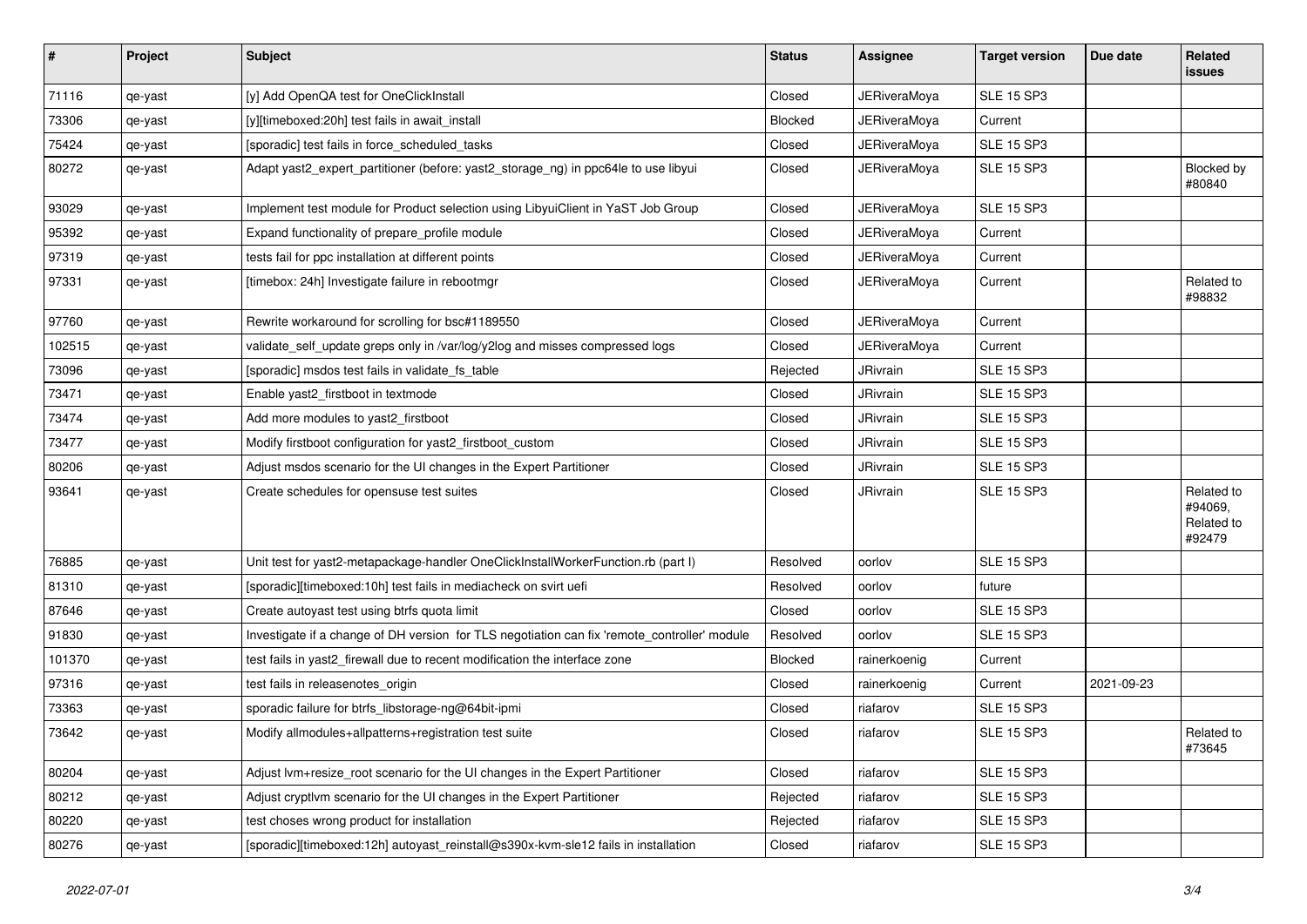| # | Project | Subject | Status | Assignee | Target version | Due date | Related issues |
|---|---|---|---|---|---|---|---|
| 71116 | qe-yast | [y] Add OpenQA test for OneClickInstall | Closed | JERiveraMoya | SLE 15 SP3 | | |
| 73306 | qe-yast | [y][timeboxed:20h] test fails in await_install | Blocked | JERiveraMoya | Current | | |
| 75424 | qe-yast | [sporadic] test fails in force_scheduled_tasks | Closed | JERiveraMoya | SLE 15 SP3 | | |
| 80272 | qe-yast | Adapt yast2_expert_partitioner (before: yast2_storage_ng) in ppc64le to use libyui | Closed | JERiveraMoya | SLE 15 SP3 | | Blocked by #80840 |
| 93029 | qe-yast | Implement test module for Product selection using LibyuiClient in YaST Job Group | Closed | JERiveraMoya | SLE 15 SP3 | | |
| 95392 | qe-yast | Expand functionality of prepare_profile module | Closed | JERiveraMoya | Current | | |
| 97319 | qe-yast | tests fail for ppc installation at different points | Closed | JERiveraMoya | Current | | |
| 97331 | qe-yast | [timebox: 24h] Investigate failure in rebootmgr | Closed | JERiveraMoya | Current | | Related to #98832 |
| 97760 | qe-yast | Rewrite workaround for scrolling for bsc#1189550 | Closed | JERiveraMoya | Current | | |
| 102515 | qe-yast | validate_self_update greps only in /var/log/y2log and misses compressed logs | Closed | JERiveraMoya | Current | | |
| 73096 | qe-yast | [sporadic] msdos test fails in validate_fs_table | Rejected | JRivrain | SLE 15 SP3 | | |
| 73471 | qe-yast | Enable yast2_firstboot in textmode | Closed | JRivrain | SLE 15 SP3 | | |
| 73474 | qe-yast | Add more modules to yast2_firstboot | Closed | JRivrain | SLE 15 SP3 | | |
| 73477 | qe-yast | Modify firstboot configuration for yast2_firstboot_custom | Closed | JRivrain | SLE 15 SP3 | | |
| 80206 | qe-yast | Adjust msdos scenario for the UI changes in the Expert Partitioner | Closed | JRivrain | SLE 15 SP3 | | |
| 93641 | qe-yast | Create schedules for opensuse test suites | Closed | JRivrain | SLE 15 SP3 | | Related to #94069, Related to #92479 |
| 76885 | qe-yast | Unit test for yast2-metapackage-handler OneClickInstallWorkerFunction.rb (part I) | Resolved | oorlov | SLE 15 SP3 | | |
| 81310 | qe-yast | [sporadic][timeboxed:10h] test fails in mediacheck on svirt uefi | Resolved | oorlov | future | | |
| 87646 | qe-yast | Create autoyast test using btrfs quota limit | Closed | oorlov | SLE 15 SP3 | | |
| 91830 | qe-yast | Investigate if a change of DH version for TLS negotiation can fix 'remote_controller' module | Resolved | oorlov | SLE 15 SP3 | | |
| 101370 | qe-yast | test fails in yast2_firewall due to recent modification the interface zone | Blocked | rainerkoenig | Current | | |
| 97316 | qe-yast | test fails in releasenotes_origin | Closed | rainerkoenig | Current | 2021-09-23 | |
| 73363 | qe-yast | sporadic failure for btrfs_libstorage-ng@64bit-ipmi | Closed | riafarov | SLE 15 SP3 | | |
| 73642 | qe-yast | Modify allmodules+allpatterns+registration test suite | Closed | riafarov | SLE 15 SP3 | | Related to #73645 |
| 80204 | qe-yast | Adjust lvm+resize_root scenario for the UI changes in the Expert Partitioner | Closed | riafarov | SLE 15 SP3 | | |
| 80212 | qe-yast | Adjust cryptlvm scenario for the UI changes in the Expert Partitioner | Rejected | riafarov | SLE 15 SP3 | | |
| 80220 | qe-yast | test choses wrong product for installation | Rejected | riafarov | SLE 15 SP3 | | |
| 80276 | qe-yast | [sporadic][timeboxed:12h] autoyast_reinstall@s390x-kvm-sle12 fails in installation | Closed | riafarov | SLE 15 SP3 | | |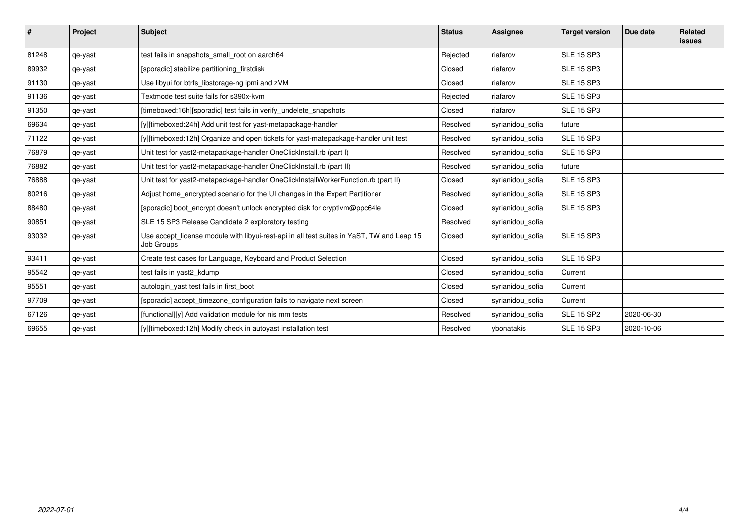| # | Project | Subject | Status | Assignee | Target version | Due date | Related issues |
|---|---|---|---|---|---|---|---|
| 81248 | qe-yast | test fails in snapshots_small_root on aarch64 | Rejected | riafarov | SLE 15 SP3 | | |
| 89932 | qe-yast | [sporadic] stabilize partitioning_firstdisk | Closed | riafarov | SLE 15 SP3 | | |
| 91130 | qe-yast | Use libyui for btrfs_libstorage-ng ipmi and zVM | Closed | riafarov | SLE 15 SP3 | | |
| 91136 | qe-yast | Textmode test suite fails for s390x-kvm | Rejected | riafarov | SLE 15 SP3 | | |
| 91350 | qe-yast | [timeboxed:16h][sporadic] test fails in verify_undelete_snapshots | Closed | riafarov | SLE 15 SP3 | | |
| 69634 | qe-yast | [y][timeboxed:24h] Add unit test for yast-metapackage-handler | Resolved | syrianidou_sofia | future | | |
| 71122 | qe-yast | [y][timeboxed:12h] Organize and open tickets for yast-matepackage-handler unit test | Resolved | syrianidou_sofia | SLE 15 SP3 | | |
| 76879 | qe-yast | Unit test for yast2-metapackage-handler OneClickInstall.rb (part I) | Resolved | syrianidou_sofia | SLE 15 SP3 | | |
| 76882 | qe-yast | Unit test for yast2-metapackage-handler OneClickInstall.rb (part II) | Resolved | syrianidou_sofia | future | | |
| 76888 | qe-yast | Unit test for yast2-metapackage-handler OneClickInstallWorkerFunction.rb (part II) | Closed | syrianidou_sofia | SLE 15 SP3 | | |
| 80216 | qe-yast | Adjust home_encrypted scenario for the UI changes in the Expert Partitioner | Resolved | syrianidou_sofia | SLE 15 SP3 | | |
| 88480 | qe-yast | [sporadic] boot_encrypt doesn't unlock encrypted disk for cryptlvm@ppc64le | Closed | syrianidou_sofia | SLE 15 SP3 | | |
| 90851 | qe-yast | SLE 15 SP3 Release Candidate 2 exploratory testing | Resolved | syrianidou_sofia | | | |
| 93032 | qe-yast | Use accept_license module with libyui-rest-api in all test suites in YaST, TW and Leap 15 Job Groups | Closed | syrianidou_sofia | SLE 15 SP3 | | |
| 93411 | qe-yast | Create test cases for Language, Keyboard and Product Selection | Closed | syrianidou_sofia | SLE 15 SP3 | | |
| 95542 | qe-yast | test fails in yast2_kdump | Closed | syrianidou_sofia | Current | | |
| 95551 | qe-yast | autologin_yast test fails in first_boot | Closed | syrianidou_sofia | Current | | |
| 97709 | qe-yast | [sporadic] accept_timezone_configuration fails to navigate next screen | Closed | syrianidou_sofia | Current | | |
| 67126 | qe-yast | [functional][y] Add validation module for nis mm tests | Resolved | syrianidou_sofia | SLE 15 SP2 | 2020-06-30 | |
| 69655 | qe-yast | [y][timeboxed:12h] Modify check in autoyast installation test | Resolved | ybonatakis | SLE 15 SP3 | 2020-10-06 | |